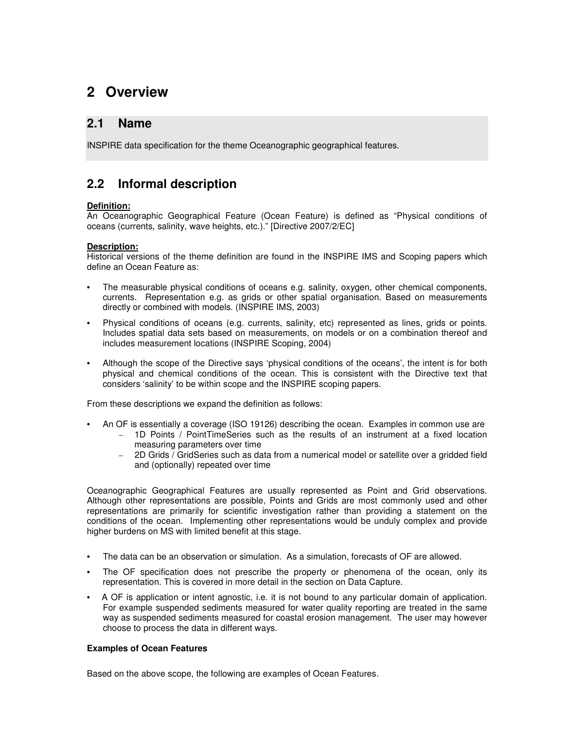# 2 Overview

## 2.1 Name

INSPIRE data specification for the theme Oceanographic geographical features.

## 2.2 Informal description

**Definition:**
An Oceanographic Geographical Feature (Ocean Feature) is defined as "Physical conditions of oceans (currents, salinity, wave heights, etc.)." [Directive 2007/2/EC]

**Description:**
Historical versions of the theme definition are found in the INSPIRE IMS and Scoping papers which define an Ocean Feature as:

- The measurable physical conditions of oceans e.g. salinity, oxygen, other chemical components, currents. Representation e.g. as grids or other spatial organisation. Based on measurements directly or combined with models. (INSPIRE IMS, 2003)
- Physical conditions of oceans (e.g. currents, salinity, etc) represented as lines, grids or points. Includes spatial data sets based on measurements, on models or on a combination thereof and includes measurement locations (INSPIRE Scoping, 2004)
- Although the scope of the Directive says 'physical conditions of the oceans', the intent is for both physical and chemical conditions of the ocean. This is consistent with the Directive text that considers 'salinity' to be within scope and the INSPIRE scoping papers.

From these descriptions we expand the definition as follows:

- An OF is essentially a coverage (ISO 19126) describing the ocean. Examples in common use are
  - 1D Points / PointTimeSeries such as the results of an instrument at a fixed location measuring parameters over time
  - 2D Grids / GridSeries such as data from a numerical model or satellite over a gridded field and (optionally) repeated over time

Oceanographic Geographical Features are usually represented as Point and Grid observations. Although other representations are possible, Points and Grids are most commonly used and other representations are primarily for scientific investigation rather than providing a statement on the conditions of the ocean. Implementing other representations would be unduly complex and provide higher burdens on MS with limited benefit at this stage.

- The data can be an observation or simulation. As a simulation, forecasts of OF are allowed.
- The OF specification does not prescribe the property or phenomena of the ocean, only its representation. This is covered in more detail in the section on Data Capture.
- A OF is application or intent agnostic, i.e. it is not bound to any particular domain of application. For example suspended sediments measured for water quality reporting are treated in the same way as suspended sediments measured for coastal erosion management. The user may however choose to process the data in different ways.

**Examples of Ocean Features**

Based on the above scope, the following are examples of Ocean Features.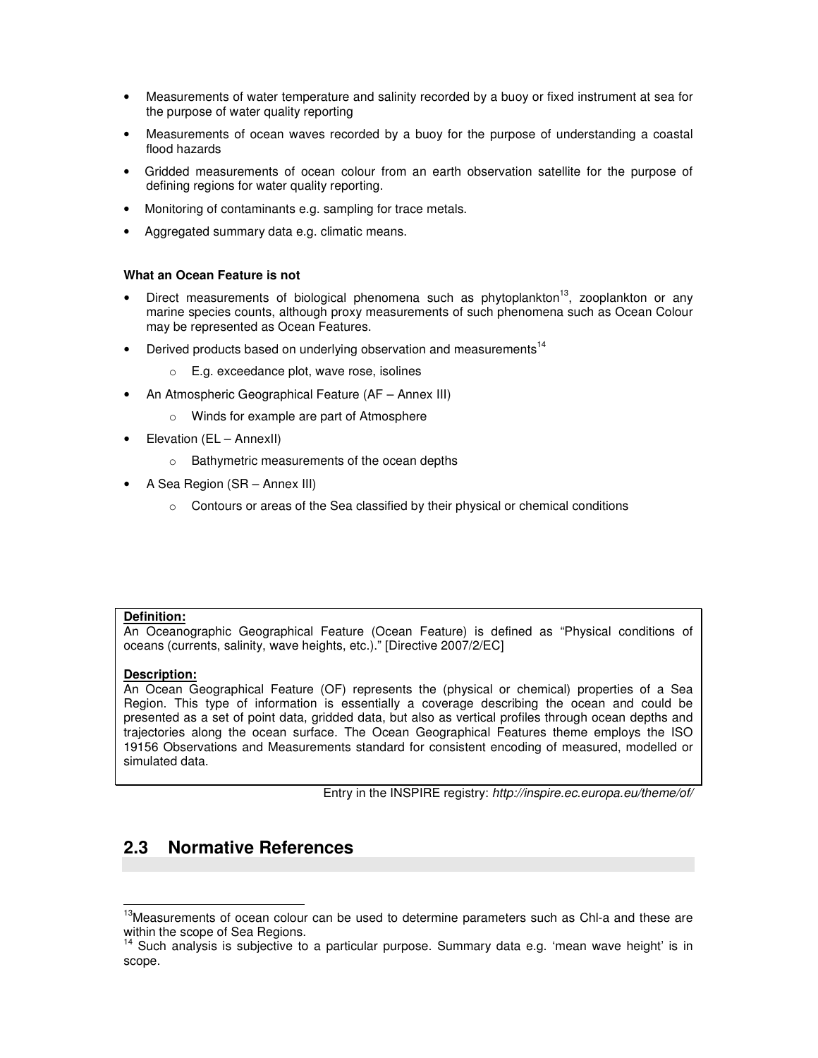- Measurements of water temperature and salinity recorded by a buoy or fixed instrument at sea for the purpose of water quality reporting
- Measurements of ocean waves recorded by a buoy for the purpose of understanding a coastal flood hazards
- Gridded measurements of ocean colour from an earth observation satellite for the purpose of defining regions for water quality reporting.
- Monitoring of contaminants e.g. sampling for trace metals.
- Aggregated summary data e.g. climatic means.

**What an Ocean Feature is not**

- Direct measurements of biological phenomena such as phytoplankton[13], zooplankton or any marine species counts, although proxy measurements of such phenomena such as Ocean Colour may be represented as Ocean Features.
- Derived products based on underlying observation and measurements[14]
  - E.g. exceedance plot, wave rose, isolines
- An Atmospheric Geographical Feature (AF – Annex III)
  - Winds for example are part of Atmosphere
- Elevation (EL – AnnexII)
  - Bathymetric measurements of the ocean depths
- A Sea Region (SR – Annex III)
  - Contours or areas of the Sea classified by their physical or chemical conditions

**Definition:**

An Oceanographic Geographical Feature (Ocean Feature) is defined as "Physical conditions of oceans (currents, salinity, wave heights, etc.)." [Directive 2007/2/EC]

**Description:**

An Ocean Geographical Feature (OF) represents the (physical or chemical) properties of a Sea Region. This type of information is essentially a coverage describing the ocean and could be presented as a set of point data, gridded data, but also as vertical profiles through ocean depths and trajectories along the ocean surface. The Ocean Geographical Features theme employs the ISO 19156 Observations and Measurements standard for consistent encoding of measured, modelled or simulated data.

Entry in the INSPIRE registry: *http://inspire.ec.europa.eu/theme/of/*

## 2.3 Normative References

[13] Measurements of ocean colour can be used to determine parameters such as Chl-a and these are within the scope of Sea Regions.

[14] Such analysis is subjective to a particular purpose. Summary data e.g. 'mean wave height' is in scope.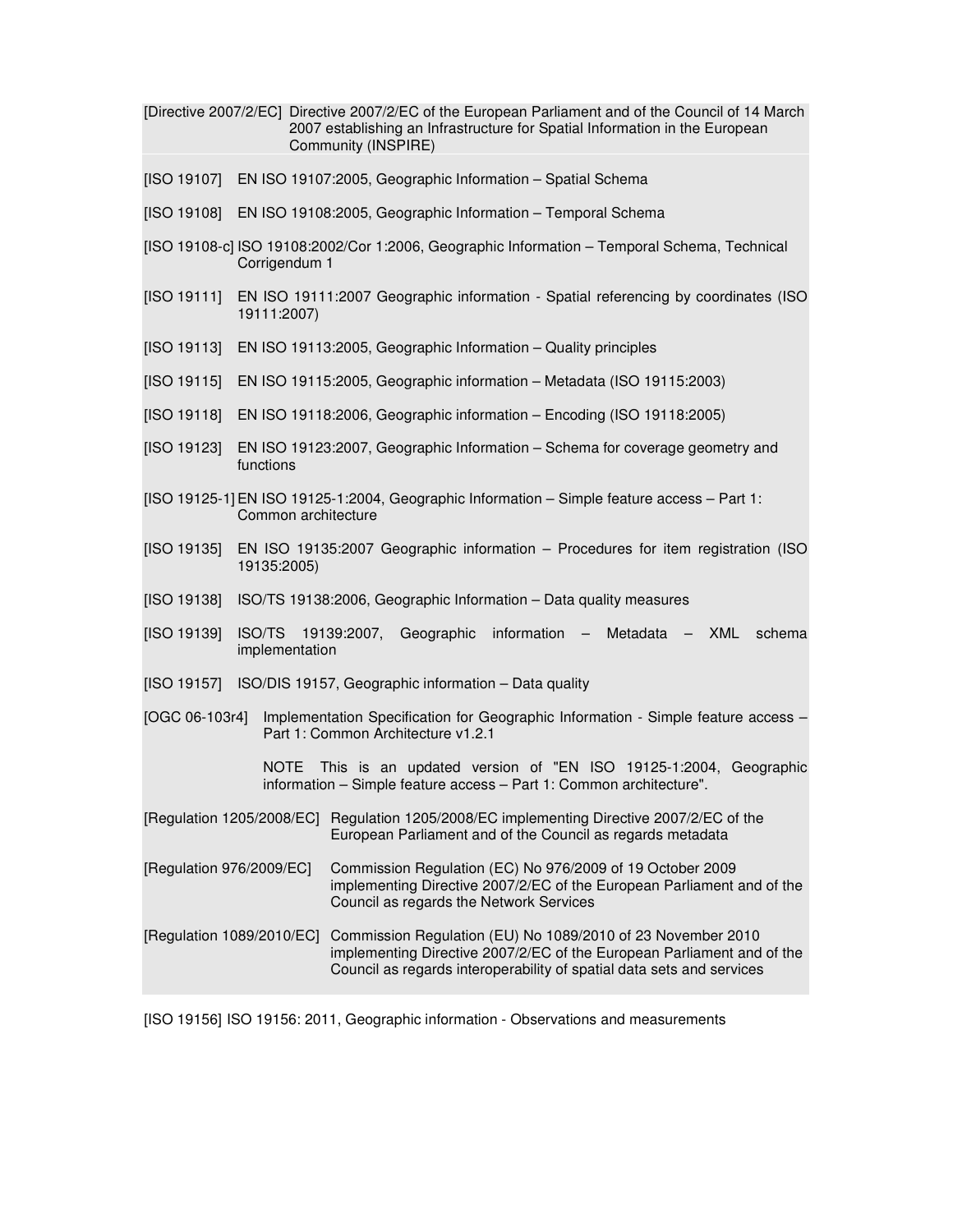[Directive 2007/2/EC] Directive 2007/2/EC of the European Parliament and of the Council of 14 March 2007 establishing an Infrastructure for Spatial Information in the European Community (INSPIRE)

[ISO 19107] EN ISO 19107:2005, Geographic Information – Spatial Schema

[ISO 19108] EN ISO 19108:2005, Geographic Information – Temporal Schema

[ISO 19108-c] ISO 19108:2002/Cor 1:2006, Geographic Information – Temporal Schema, Technical Corrigendum 1

[ISO 19111] EN ISO 19111:2007 Geographic information - Spatial referencing by coordinates (ISO 19111:2007)

[ISO 19113] EN ISO 19113:2005, Geographic Information – Quality principles

[ISO 19115] EN ISO 19115:2005, Geographic information – Metadata (ISO 19115:2003)

[ISO 19118] EN ISO 19118:2006, Geographic information – Encoding (ISO 19118:2005)

[ISO 19123] EN ISO 19123:2007, Geographic Information – Schema for coverage geometry and functions

[ISO 19125-1] EN ISO 19125-1:2004, Geographic Information – Simple feature access – Part 1: Common architecture

[ISO 19135] EN ISO 19135:2007 Geographic information – Procedures for item registration (ISO 19135:2005)

[ISO 19138] ISO/TS 19138:2006, Geographic Information – Data quality measures

[ISO 19139] ISO/TS 19139:2007, Geographic information – Metadata – XML schema implementation

[ISO 19157] ISO/DIS 19157, Geographic information – Data quality

[OGC 06-103r4] Implementation Specification for Geographic Information - Simple feature access – Part 1: Common Architecture v1.2.1

NOTE This is an updated version of "EN ISO 19125-1:2004, Geographic information – Simple feature access – Part 1: Common architecture".

[Regulation 1205/2008/EC] Regulation 1205/2008/EC implementing Directive 2007/2/EC of the European Parliament and of the Council as regards metadata

[Regulation 976/2009/EC] Commission Regulation (EC) No 976/2009 of 19 October 2009 implementing Directive 2007/2/EC of the European Parliament and of the Council as regards the Network Services

[Regulation 1089/2010/EC] Commission Regulation (EU) No 1089/2010 of 23 November 2010 implementing Directive 2007/2/EC of the European Parliament and of the Council as regards interoperability of spatial data sets and services

[ISO 19156] ISO 19156: 2011, Geographic information - Observations and measurements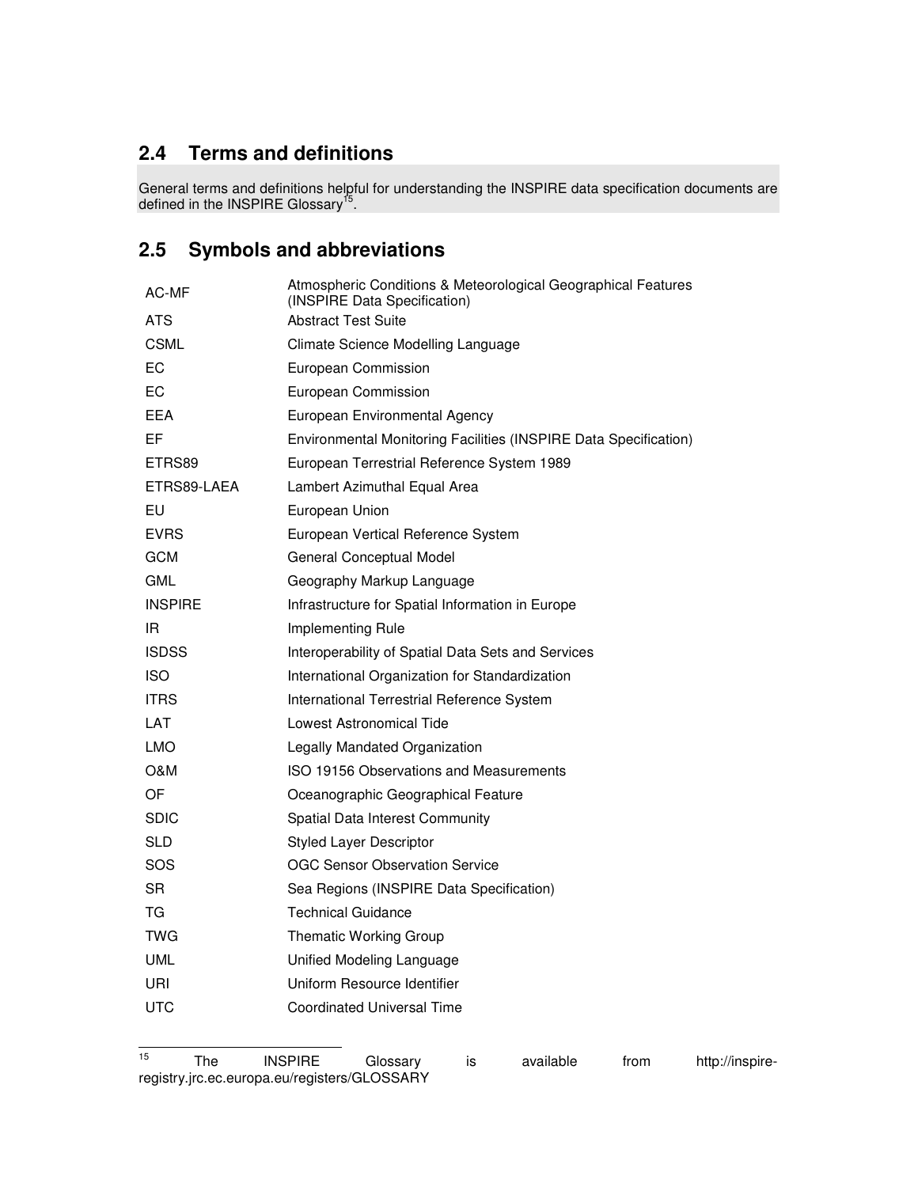## 2.4 Terms and definitions

General terms and definitions helpful for understanding the INSPIRE data specification documents are defined in the INSPIRE Glossary[15].

## 2.5 Symbols and abbreviations

| | |
|---|---|
| AC-MF | Atmospheric Conditions & Meteorological Geographical Features (INSPIRE Data Specification) |
| ATS | Abstract Test Suite |
| CSML | Climate Science Modelling Language |
| EC | European Commission |
| EC | European Commission |
| EEA | European Environmental Agency |
| EF | Environmental Monitoring Facilities (INSPIRE Data Specification) |
| ETRS89 | European Terrestrial Reference System 1989 |
| ETRS89-LAEA | Lambert Azimuthal Equal Area |
| EU | European Union |
| EVRS | European Vertical Reference System |
| GCM | General Conceptual Model |
| GML | Geography Markup Language |
| INSPIRE | Infrastructure for Spatial Information in Europe |
| IR | Implementing Rule |
| ISDSS | Interoperability of Spatial Data Sets and Services |
| ISO | International Organization for Standardization |
| ITRS | International Terrestrial Reference System |
| LAT | Lowest Astronomical Tide |
| LMO | Legally Mandated Organization |
| O&M | ISO 19156 Observations and Measurements |
| OF | Oceanographic Geographical Feature |
| SDIC | Spatial Data Interest Community |
| SLD | Styled Layer Descriptor |
| SOS | OGC Sensor Observation Service |
| SR | Sea Regions (INSPIRE Data Specification) |
| TG | Technical Guidance |
| TWG | Thematic Working Group |
| UML | Unified Modeling Language |
| URI | Uniform Resource Identifier |
| UTC | Coordinated Universal Time |

[15] The INSPIRE Glossary is available from http://inspire-registry.jrc.ec.europa.eu/registers/GLOSSARY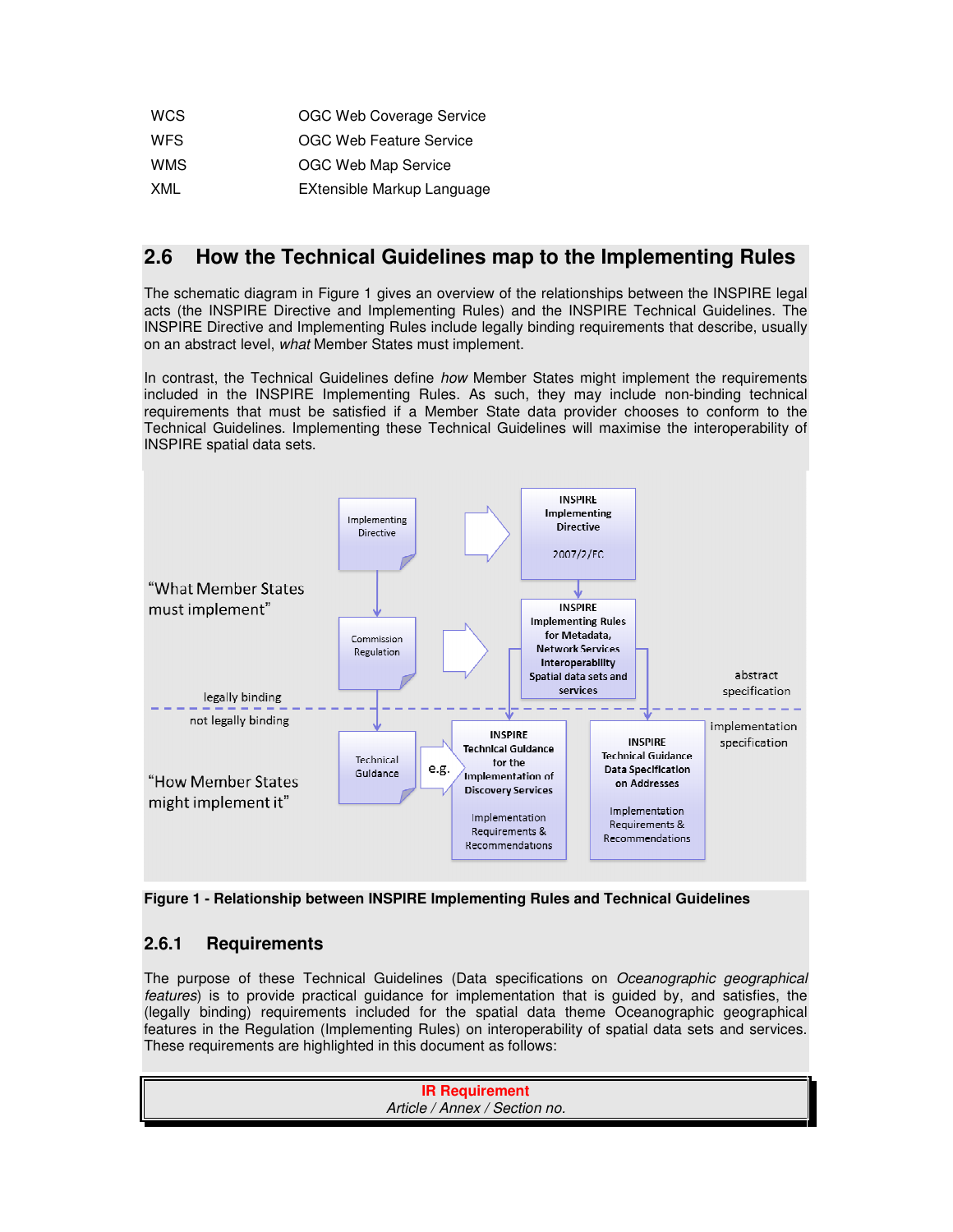| | |
|---|---|
| WCS | OGC Web Coverage Service |
| WFS | OGC Web Feature Service |
| WMS | OGC Web Map Service |
| XML | EXtensible Markup Language |

## 2.6 How the Technical Guidelines map to the Implementing Rules

The schematic diagram in Figure 1 gives an overview of the relationships between the INSPIRE legal acts (the INSPIRE Directive and Implementing Rules) and the INSPIRE Technical Guidelines. The INSPIRE Directive and Implementing Rules include legally binding requirements that describe, usually on an abstract level, *what* Member States must implement.

In contrast, the Technical Guidelines define *how* Member States might implement the requirements included in the INSPIRE Implementing Rules. As such, they may include non-binding technical requirements that must be satisfied if a Member State data provider chooses to conform to the Technical Guidelines. Implementing these Technical Guidelines will maximise the interoperability of INSPIRE spatial data sets.

**Figure 1 - Relationship between INSPIRE Implementing Rules and Technical Guidelines**

### 2.6.1 Requirements

The purpose of these Technical Guidelines (Data specifications on *Oceanographic geographical features*) is to provide practical guidance for implementation that is guided by, and satisfies, the (legally binding) requirements included for the spatial data theme Oceanographic geographical features in the Regulation (Implementing Rules) on interoperability of spatial data sets and services. These requirements are highlighted in this document as follows:

| **IR Requirement** *Article / Annex / Section no.* |
|---|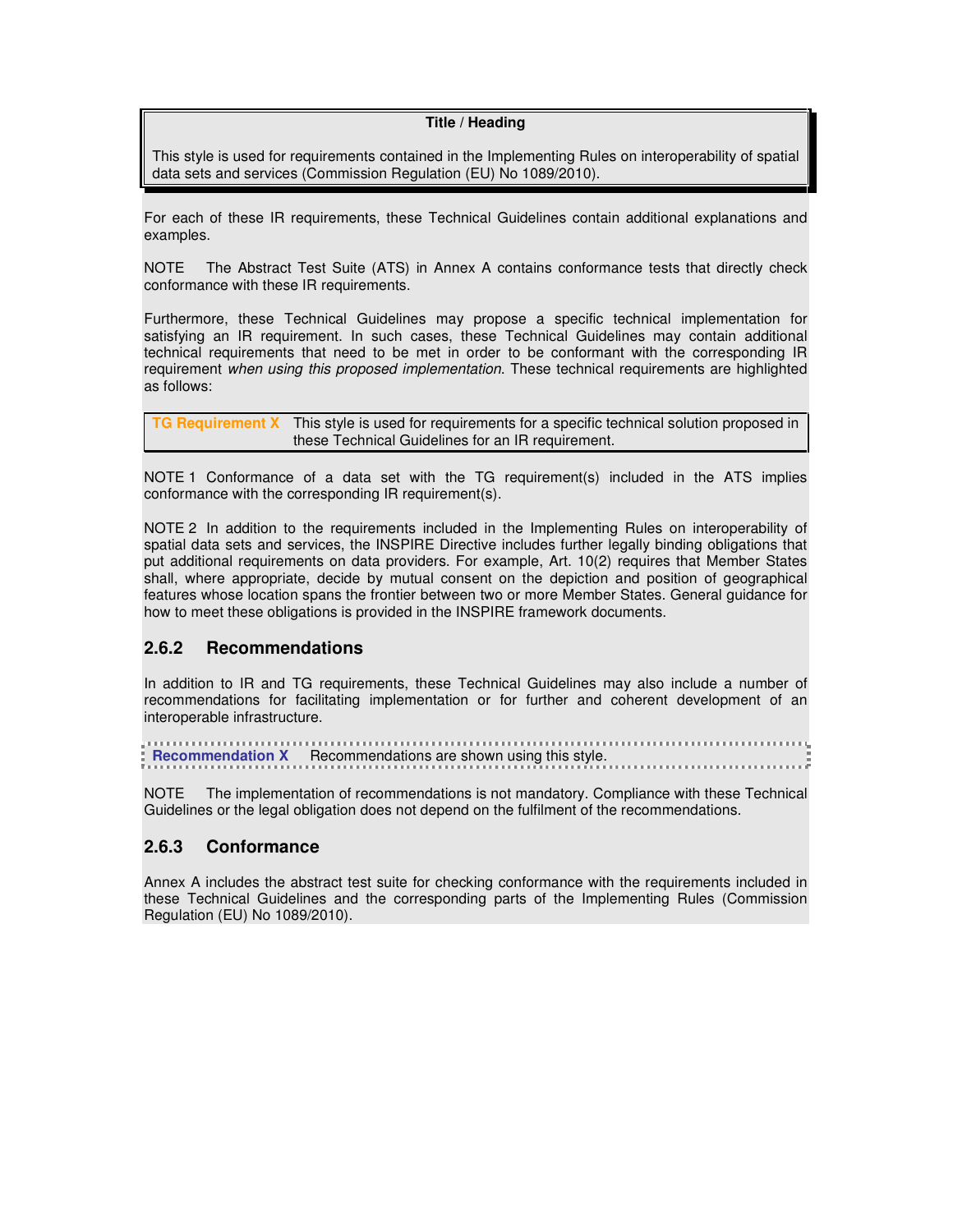**Title / Heading**

This style is used for requirements contained in the Implementing Rules on interoperability of spatial data sets and services (Commission Regulation (EU) No 1089/2010).

For each of these IR requirements, these Technical Guidelines contain additional explanations and examples.

NOTE The Abstract Test Suite (ATS) in Annex A contains conformance tests that directly check conformance with these IR requirements.

Furthermore, these Technical Guidelines may propose a specific technical implementation for satisfying an IR requirement. In such cases, these Technical Guidelines may contain additional technical requirements that need to be met in order to be conformant with the corresponding IR requirement *when using this proposed implementation*. These technical requirements are highlighted as follows:

**TG Requirement X** This style is used for requirements for a specific technical solution proposed in these Technical Guidelines for an IR requirement.

NOTE 1 Conformance of a data set with the TG requirement(s) included in the ATS implies conformance with the corresponding IR requirement(s).

NOTE 2 In addition to the requirements included in the Implementing Rules on interoperability of spatial data sets and services, the INSPIRE Directive includes further legally binding obligations that put additional requirements on data providers. For example, Art. 10(2) requires that Member States shall, where appropriate, decide by mutual consent on the depiction and position of geographical features whose location spans the frontier between two or more Member States. General guidance for how to meet these obligations is provided in the INSPIRE framework documents.

### 2.6.2 Recommendations

In addition to IR and TG requirements, these Technical Guidelines may also include a number of recommendations for facilitating implementation or for further and coherent development of an interoperable infrastructure.

**Recommendation X** Recommendations are shown using this style.

NOTE The implementation of recommendations is not mandatory. Compliance with these Technical Guidelines or the legal obligation does not depend on the fulfilment of the recommendations.

### 2.6.3 Conformance

Annex A includes the abstract test suite for checking conformance with the requirements included in these Technical Guidelines and the corresponding parts of the Implementing Rules (Commission Regulation (EU) No 1089/2010).